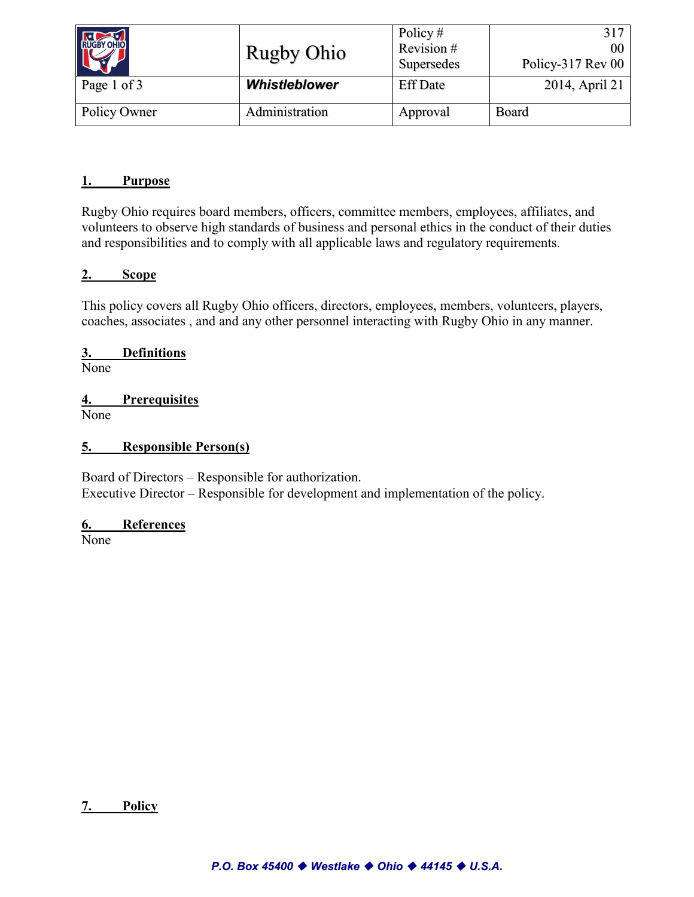| Rugby Ohio | Policy #<br>Revision #<br>Supersedes | 317<br>00<br>Policy-317 Rev 00 |
|---|---|---|
| **Whistleblower** | Eff Date | 2014, April 21 |
| Policy Owner: Administration | Approval | Board |

## 1. Purpose

Rugby Ohio requires board members, officers, committee members, employees, affiliates, and volunteers to observe high standards of business and personal ethics in the conduct of their duties and responsibilities and to comply with all applicable laws and regulatory requirements.

## 2. Scope

This policy covers all Rugby Ohio officers, directors, employees, members, volunteers, players, coaches, associates , and and any other personnel interacting with Rugby Ohio in any manner.

## 3. Definitions

None

## 4. Prerequisites

None

## 5. Responsible Person(s)

Board of Directors – Responsible for authorization.
Executive Director – Responsible for development and implementation of the policy.

## 6. References

None

## 7. Policy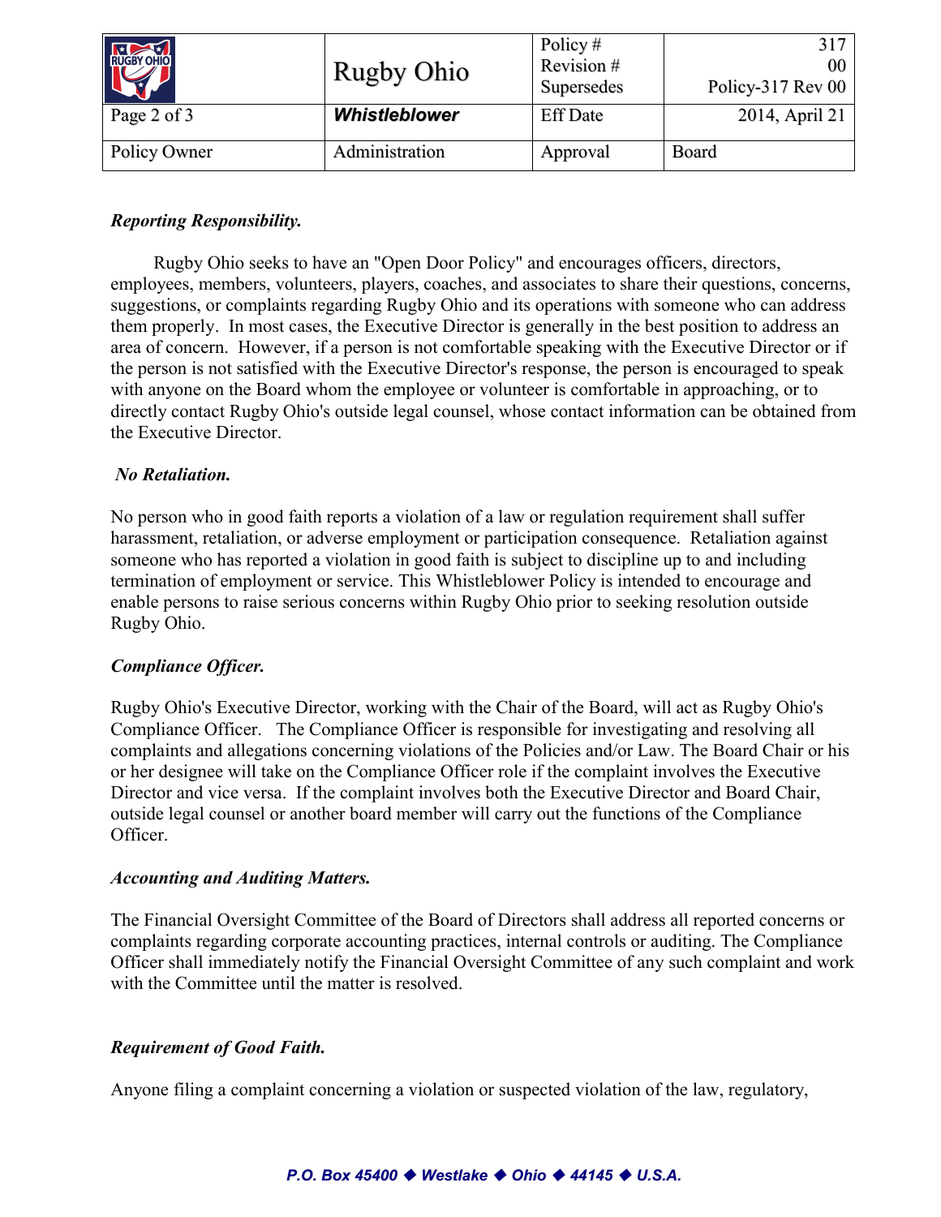### *Reporting Responsibility.*

Rugby Ohio seeks to have an "Open Door Policy" and encourages officers, directors, employees, members, volunteers, players, coaches, and associates to share their questions, concerns, suggestions, or complaints regarding Rugby Ohio and its operations with someone who can address them properly. In most cases, the Executive Director is generally in the best position to address an area of concern. However, if a person is not comfortable speaking with the Executive Director or if the person is not satisfied with the Executive Director's response, the person is encouraged to speak with anyone on the Board whom the employee or volunteer is comfortable in approaching, or to directly contact Rugby Ohio's outside legal counsel, whose contact information can be obtained from the Executive Director.

### *No Retaliation.*

No person who in good faith reports a violation of a law or regulation requirement shall suffer harassment, retaliation, or adverse employment or participation consequence. Retaliation against someone who has reported a violation in good faith is subject to discipline up to and including termination of employment or service. This Whistleblower Policy is intended to encourage and enable persons to raise serious concerns within Rugby Ohio prior to seeking resolution outside Rugby Ohio.

### *Compliance Officer.*

Rugby Ohio's Executive Director, working with the Chair of the Board, will act as Rugby Ohio's Compliance Officer. The Compliance Officer is responsible for investigating and resolving all complaints and allegations concerning violations of the Policies and/or Law. The Board Chair or his or her designee will take on the Compliance Officer role if the complaint involves the Executive Director and vice versa. If the complaint involves both the Executive Director and Board Chair, outside legal counsel or another board member will carry out the functions of the Compliance Officer.

### *Accounting and Auditing Matters.*

The Financial Oversight Committee of the Board of Directors shall address all reported concerns or complaints regarding corporate accounting practices, internal controls or auditing. The Compliance Officer shall immediately notify the Financial Oversight Committee of any such complaint and work with the Committee until the matter is resolved.

### *Requirement of Good Faith.*

Anyone filing a complaint concerning a violation or suspected violation of the law, regulatory,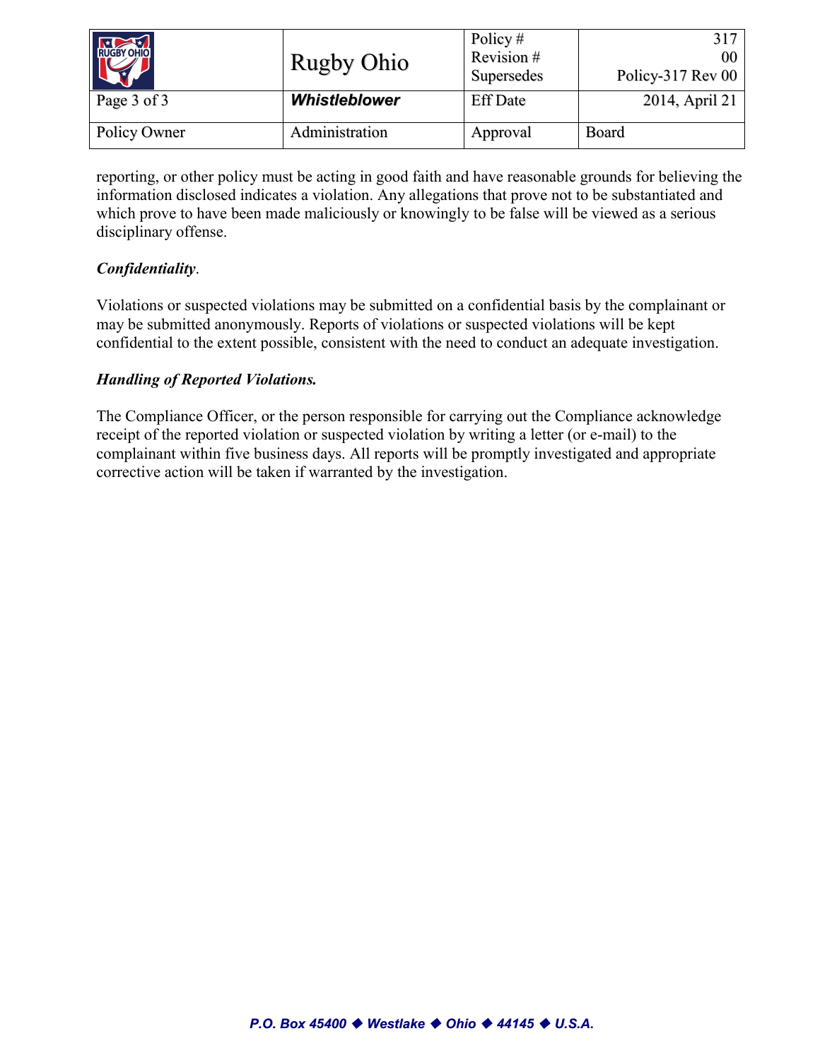reporting, or other policy must be acting in good faith and have reasonable grounds for believing the information disclosed indicates a violation. Any allegations that prove not to be substantiated and which prove to have been made maliciously or knowingly to be false will be viewed as a serious disciplinary offense.

***Confidentiality***.

Violations or suspected violations may be submitted on a confidential basis by the complainant or may be submitted anonymously. Reports of violations or suspected violations will be kept confidential to the extent possible, consistent with the need to conduct an adequate investigation.

***Handling of Reported Violations.***

The Compliance Officer, or the person responsible for carrying out the Compliance acknowledge receipt of the reported violation or suspected violation by writing a letter (or e-mail) to the complainant within five business days. All reports will be promptly investigated and appropriate corrective action will be taken if warranted by the investigation.